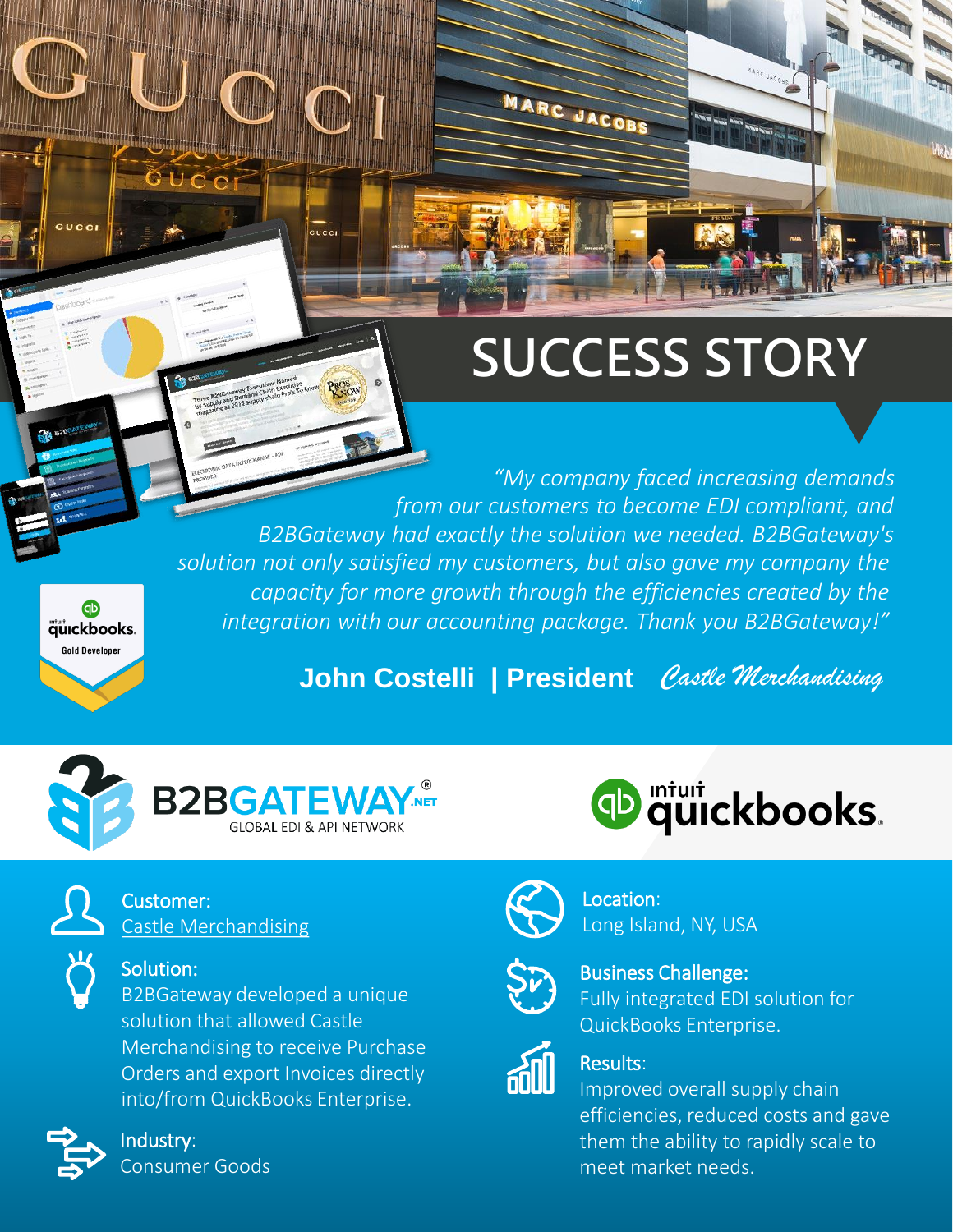# SUCCESS STORY

*"My company faced increasing demands from our customers to become EDI compliant, and B2BGateway had exactly the solution we needed. B2BGateway's solution not only satisfied my customers, but also gave my company the capacity for more growth through the efficiencies created by the integration with our accounting package. Thank you B2BGateway!"*

**John Costelli | President** *Castle Merchandising*

**Customer:**
Castle Merchandising

**Location:**
Long Island, NY, USA

**Solution:**
B2BGateway developed a unique solution that allowed Castle Merchandising to receive Purchase Orders and export Invoices directly into/from QuickBooks Enterprise.

**Business Challenge:**
Fully integrated EDI solution for QuickBooks Enterprise.

**Industry:**
Consumer Goods

**Results:**
Improved overall supply chain efficiencies, reduced costs and gave them the ability to rapidly scale to meet market needs.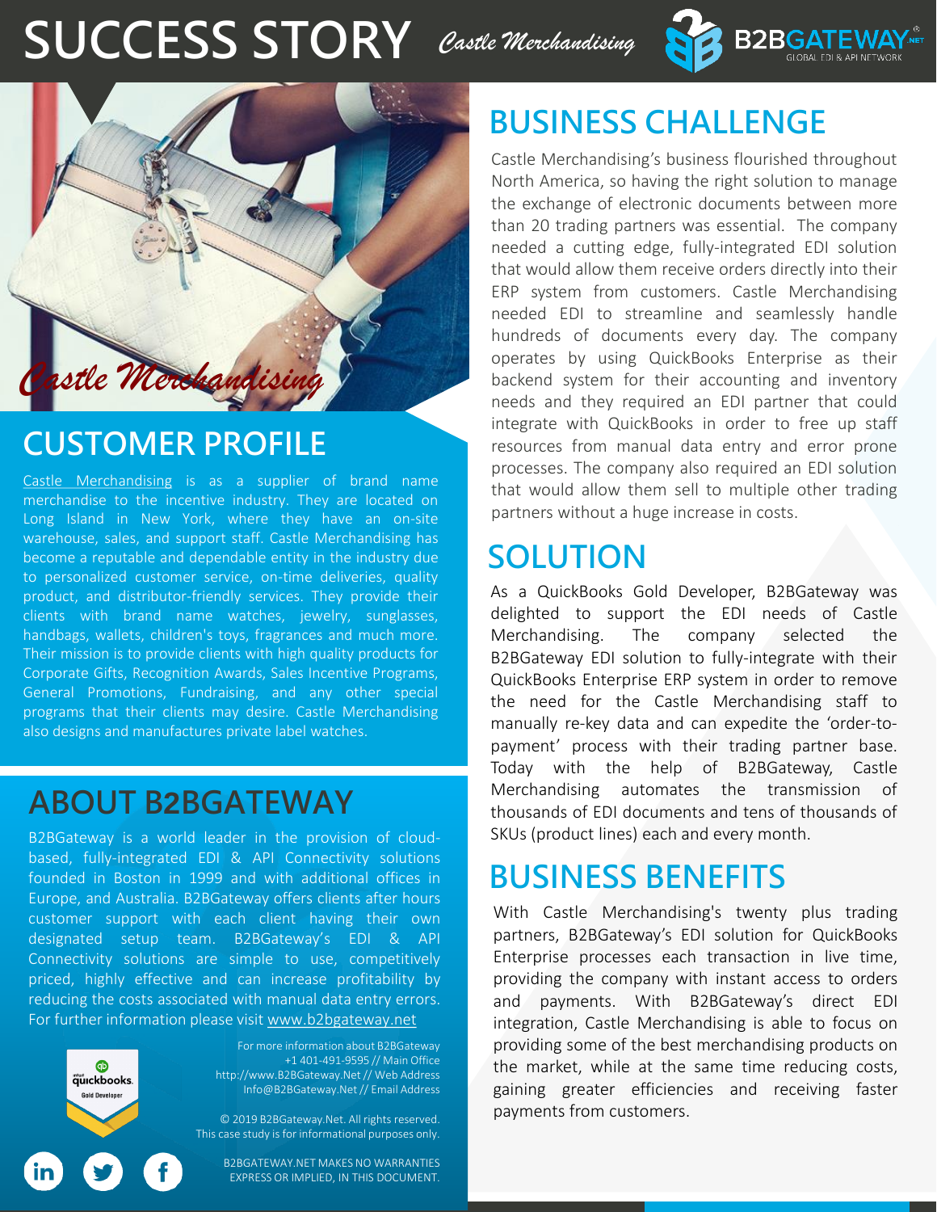# SUCCESS STORY

*Castle Merchandising*

B2BGATEWAY.NET
GLOBAL EDI & API NETWORK

*Castle Merchandising*

## CUSTOMER PROFILE

Castle Merchandising is as a supplier of brand name merchandise to the incentive industry. They are located on Long Island in New York, where they have an on-site warehouse, sales, and support staff. Castle Merchandising has become a reputable and dependable entity in the industry due to personalized customer service, on-time deliveries, quality product, and distributor-friendly services. They provide their clients with brand name watches, jewelry, sunglasses, handbags, wallets, children's toys, fragrances and much more. Their mission is to provide clients with high quality products for Corporate Gifts, Recognition Awards, Sales Incentive Programs, General Promotions, Fundraising, and any other special programs that their clients may desire. Castle Merchandising also designs and manufactures private label watches.

## ABOUT B2BGATEWAY

B2BGateway is a world leader in the provision of cloud-based, fully-integrated EDI & API Connectivity solutions founded in Boston in 1999 and with additional offices in Europe, and Australia. B2BGateway offers clients after hours customer support with each client having their own designated setup team. B2BGateway's EDI & API Connectivity solutions are simple to use, competitively priced, highly effective and can increase profitability by reducing the costs associated with manual data entry errors. For further information please visit www.b2bgateway.net

QuickBooks Gold Developer

For more information about B2BGateway
+1 401-491-9595 // Main Office
http://www.B2BGateway.Net // Web Address
Info@B2BGateway.Net // Email Address

© 2019 B2BGateway.Net. All rights reserved.
This case study is for informational purposes only.

B2BGATEWAY.NET MAKES NO WARRANTIES EXPRESS OR IMPLIED, IN THIS DOCUMENT.

## BUSINESS CHALLENGE

Castle Merchandising's business flourished throughout North America, so having the right solution to manage the exchange of electronic documents between more than 20 trading partners was essential. The company needed a cutting edge, fully-integrated EDI solution that would allow them receive orders directly into their ERP system from customers. Castle Merchandising needed EDI to streamline and seamlessly handle hundreds of documents every day. The company operates by using QuickBooks Enterprise as their backend system for their accounting and inventory needs and they required an EDI partner that could integrate with QuickBooks in order to free up staff resources from manual data entry and error prone processes. The company also required an EDI solution that would allow them sell to multiple other trading partners without a huge increase in costs.

## SOLUTION

As a QuickBooks Gold Developer, B2BGateway was delighted to support the EDI needs of Castle Merchandising. The company selected the B2BGateway EDI solution to fully-integrate with their QuickBooks Enterprise ERP system in order to remove the need for the Castle Merchandising staff to manually re-key data and can expedite the 'order-to-payment' process with their trading partner base. Today with the help of B2BGateway, Castle Merchandising automates the transmission of thousands of EDI documents and tens of thousands of SKUs (product lines) each and every month.

## BUSINESS BENEFITS

With Castle Merchandising's twenty plus trading partners, B2BGateway's EDI solution for QuickBooks Enterprise processes each transaction in live time, providing the company with instant access to orders and payments. With B2BGateway's direct EDI integration, Castle Merchandising is able to focus on providing some of the best merchandising products on the market, while at the same time reducing costs, gaining greater efficiencies and receiving faster payments from customers.